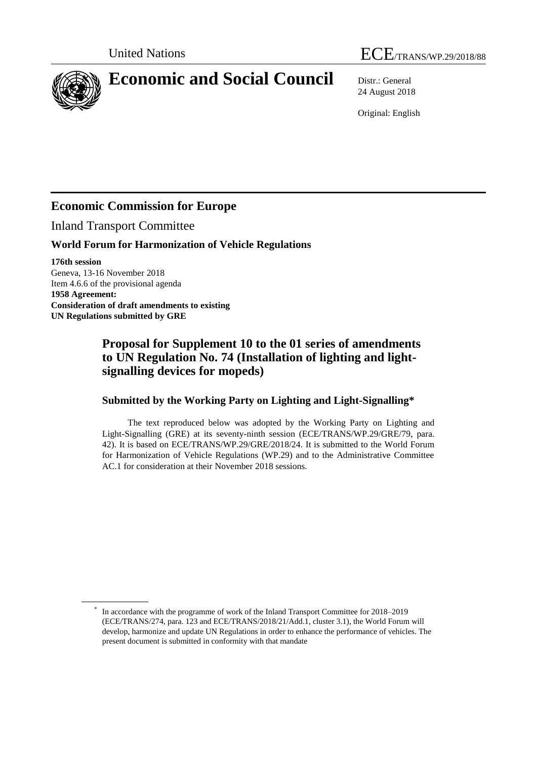United Nations

ECE/TRANS/WP.29/2018/88

# Economic and Social Council

Distr.: General
24 August 2018

Original: English

## Economic Commission for Europe

Inland Transport Committee

### World Forum for Harmonization of Vehicle Regulations

**176th session**
Geneva, 13-16 November 2018
Item 4.6.6 of the provisional agenda
**1958 Agreement:**
**Consideration of draft amendments to existing UN Regulations submitted by GRE**

## Proposal for Supplement 10 to the 01 series of amendments to UN Regulation No. 74 (Installation of lighting and light-signalling devices for mopeds)

### Submitted by the Working Party on Lighting and Light-Signalling*

The text reproduced below was adopted by the Working Party on Lighting and Light-Signalling (GRE) at its seventy-ninth session (ECE/TRANS/WP.29/GRE/79, para. 42). It is based on ECE/TRANS/WP.29/GRE/2018/24. It is submitted to the World Forum for Harmonization of Vehicle Regulations (WP.29) and to the Administrative Committee AC.1 for consideration at their November 2018 sessions.

* In accordance with the programme of work of the Inland Transport Committee for 2018–2019 (ECE/TRANS/274, para. 123 and ECE/TRANS/2018/21/Add.1, cluster 3.1), the World Forum will develop, harmonize and update UN Regulations in order to enhance the performance of vehicles. The present document is submitted in conformity with that mandate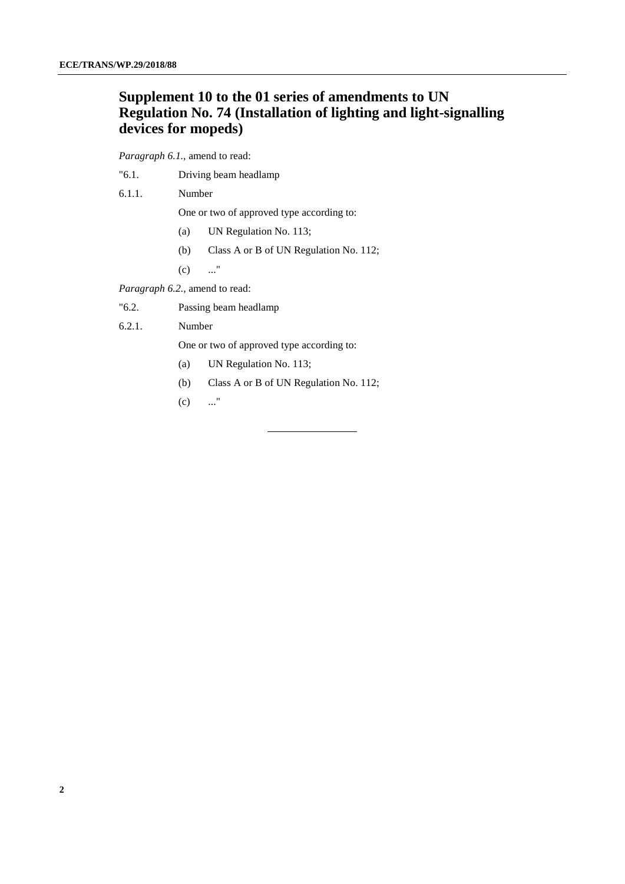# Supplement 10 to the 01 series of amendments to UN Regulation No. 74 (Installation of lighting and light-signalling devices for mopeds)

*Paragraph 6.1.*, amend to read:

"6.1. Driving beam headlamp

6.1.1. Number

One or two of approved type according to:

(a) UN Regulation No. 113;

(b) Class A or B of UN Regulation No. 112;

(c) ..."

*Paragraph 6.2.*, amend to read:

"6.2. Passing beam headlamp

6.2.1. Number

One or two of approved type according to:

(a) UN Regulation No. 113;

(b) Class A or B of UN Regulation No. 112;

(c) ..."